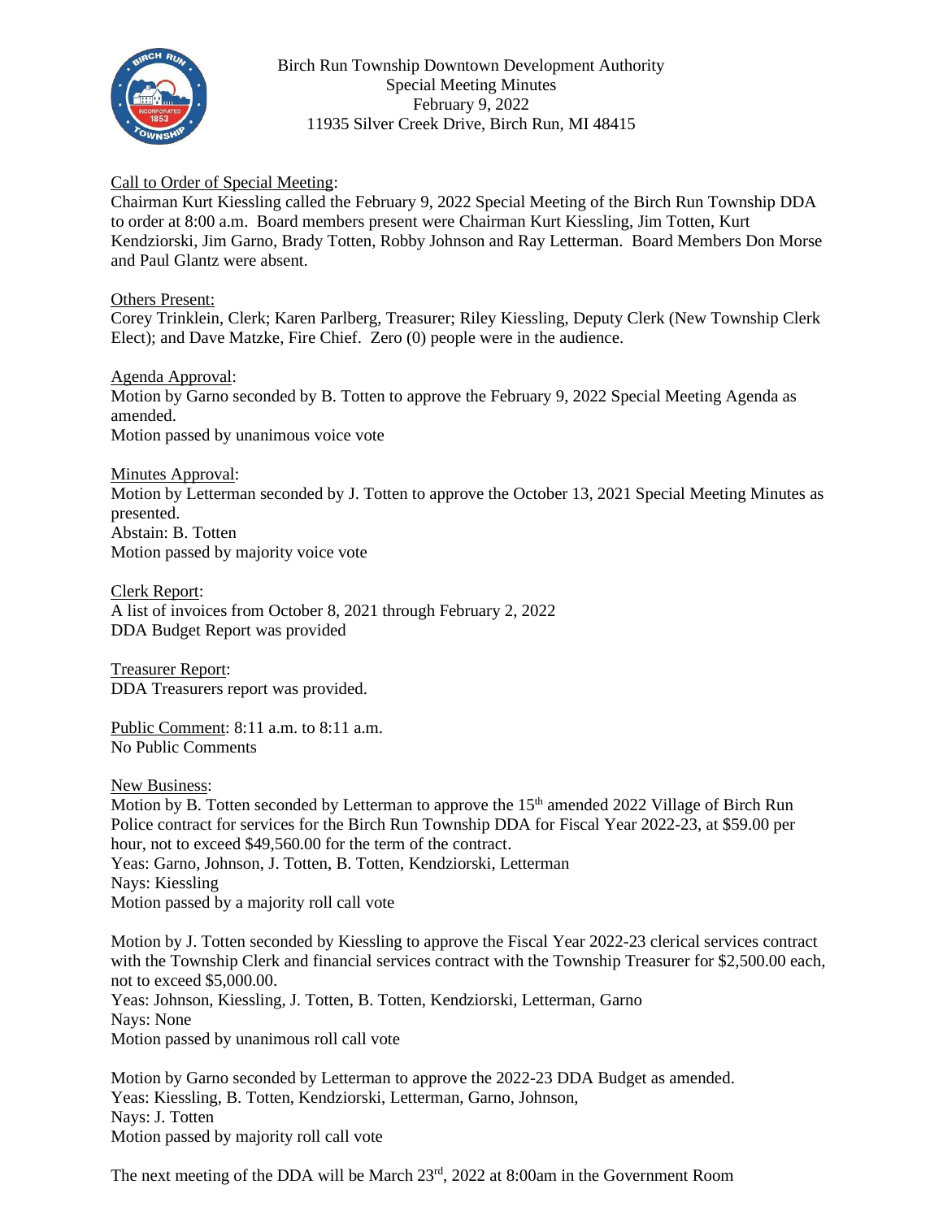# Birch Run Township Downtown Development Authority
## Special Meeting Minutes
### February 9, 2022
### 11935 Silver Creek Drive, Birch Run, MI 48415

Call to Order of Special Meeting:
Chairman Kurt Kiessling called the February 9, 2022 Special Meeting of the Birch Run Township DDA to order at 8:00 a.m. Board members present were Chairman Kurt Kiessling, Jim Totten, Kurt Kendziorski, Jim Garno, Brady Totten, Robby Johnson and Ray Letterman. Board Members Don Morse and Paul Glantz were absent.

Others Present:
Corey Trinklein, Clerk; Karen Parlberg, Treasurer; Riley Kiessling, Deputy Clerk (New Township Clerk Elect); and Dave Matzke, Fire Chief. Zero (0) people were in the audience.

Agenda Approval:
Motion by Garno seconded by B. Totten to approve the February 9, 2022 Special Meeting Agenda as amended.
Motion passed by unanimous voice vote

Minutes Approval:
Motion by Letterman seconded by J. Totten to approve the October 13, 2021 Special Meeting Minutes as presented.
Abstain: B. Totten
Motion passed by majority voice vote

Clerk Report:
A list of invoices from October 8, 2021 through February 2, 2022
DDA Budget Report was provided

Treasurer Report:
DDA Treasurers report was provided.

Public Comment: 8:11 a.m. to 8:11 a.m.
No Public Comments

New Business:
Motion by B. Totten seconded by Letterman to approve the 15th amended 2022 Village of Birch Run Police contract for services for the Birch Run Township DDA for Fiscal Year 2022-23, at $59.00 per hour, not to exceed $49,560.00 for the term of the contract.
Yeas: Garno, Johnson, J. Totten, B. Totten, Kendziorski, Letterman
Nays: Kiessling
Motion passed by a majority roll call vote

Motion by J. Totten seconded by Kiessling to approve the Fiscal Year 2022-23 clerical services contract with the Township Clerk and financial services contract with the Township Treasurer for $2,500.00 each, not to exceed $5,000.00.
Yeas: Johnson, Kiessling, J. Totten, B. Totten, Kendziorski, Letterman, Garno
Nays: None
Motion passed by unanimous roll call vote

Motion by Garno seconded by Letterman to approve the 2022-23 DDA Budget as amended.
Yeas: Kiessling, B. Totten, Kendziorski, Letterman, Garno, Johnson,
Nays: J. Totten
Motion passed by majority roll call vote

The next meeting of the DDA will be March 23rd, 2022 at 8:00am in the Government Room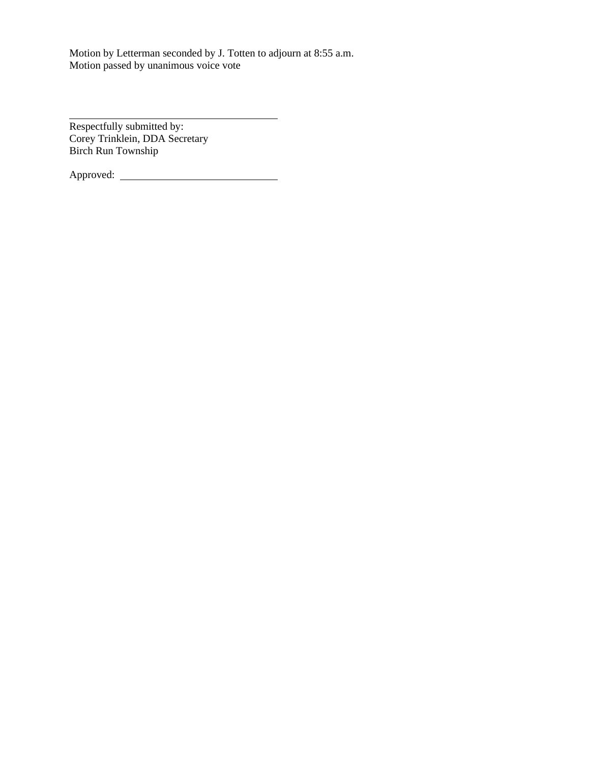Motion by Letterman seconded by J. Totten to adjourn at 8:55 a.m.
Motion passed by unanimous voice vote

\_\_\_\_\_\_\_\_\_\_\_\_\_\_\_\_\_\_\_\_\_\_\_\_\_\_\_\_\_\_\_\_\_\_\_\_\_\_\_\_
Respectfully submitted by:
Corey Trinklein, DDA Secretary
Birch Run Township

Approved: \_\_\_\_\_\_\_\_\_\_\_\_\_\_\_\_\_\_\_\_\_\_\_\_\_\_\_\_\_\_